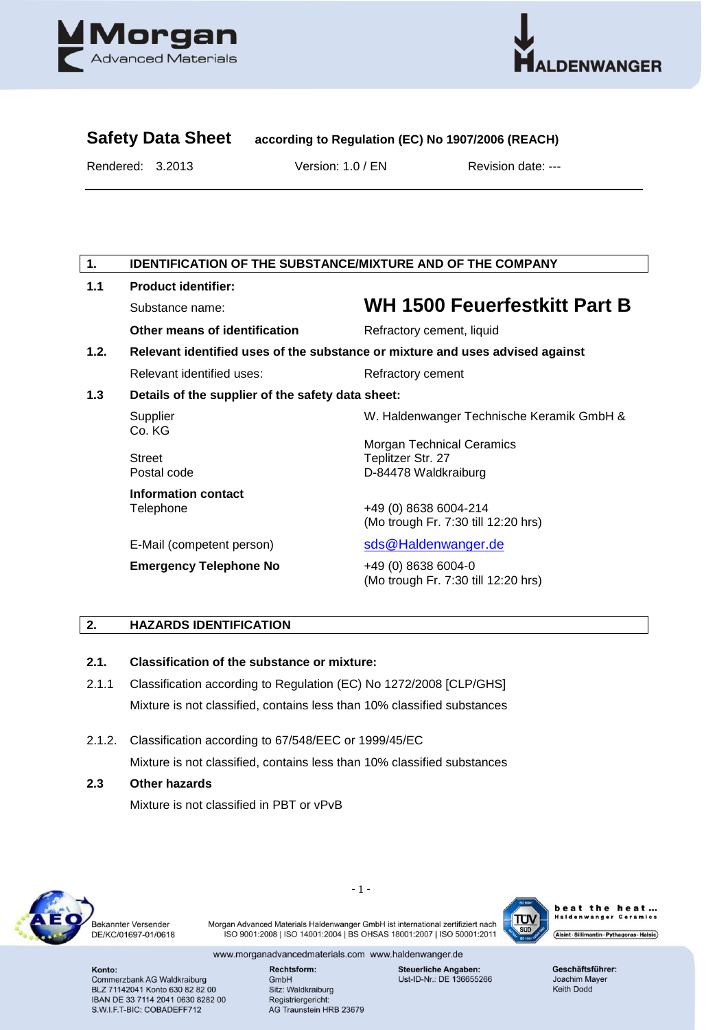# Safety Data Sheet according to Regulation (EC) No 1907/2006 (REACH)

Rendered: 3.2013 | Version: 1.0 / EN | Revision date: ---

## 1. IDENTIFICATION OF THE SUBSTANCE/MIXTURE AND OF THE COMPANY

**1.1 Product identifier:**

| | |
|---|---|
| Substance name: | **WH 1500 Feuerfestkitt Part B** |
| **Other means of identification** | Refractory cement, liquid |

**1.2. Relevant identified uses of the substance or mixture and uses advised against**

| | |
|---|---|
| Relevant identified uses: | Refractory cement |

**1.3 Details of the supplier of the safety data sheet:**

| | |
|---|---|
| Supplier | W. Haldenwanger Technische Keramik GmbH & Co. KG<br>Morgan Technical Ceramics |
| Street | Teplitzer Str. 27 |
| Postal code | D-84478 Waldkraiburg |
| **Information contact**<br>Telephone | +49 (0) 8638 6004-214<br>(Mo trough Fr. 7:30 till 12:20 hrs) |
| E-Mail (competent person) | sds@Haldenwanger.de |
| **Emergency Telephone No** | +49 (0) 8638 6004-0<br>(Mo trough Fr. 7:30 till 12:20 hrs) |

## 2. HAZARDS IDENTIFICATION

**2.1. Classification of the substance or mixture:**

2.1.1 Classification according to Regulation (EC) No 1272/2008 [CLP/GHS]

Mixture is not classified, contains less than 10% classified substances

2.1.2. Classification according to 67/548/EEC or 1999/45/EC

Mixture is not classified, contains less than 10% classified substances

**2.3 Other hazards**

Mixture is not classified in PBT or vPvB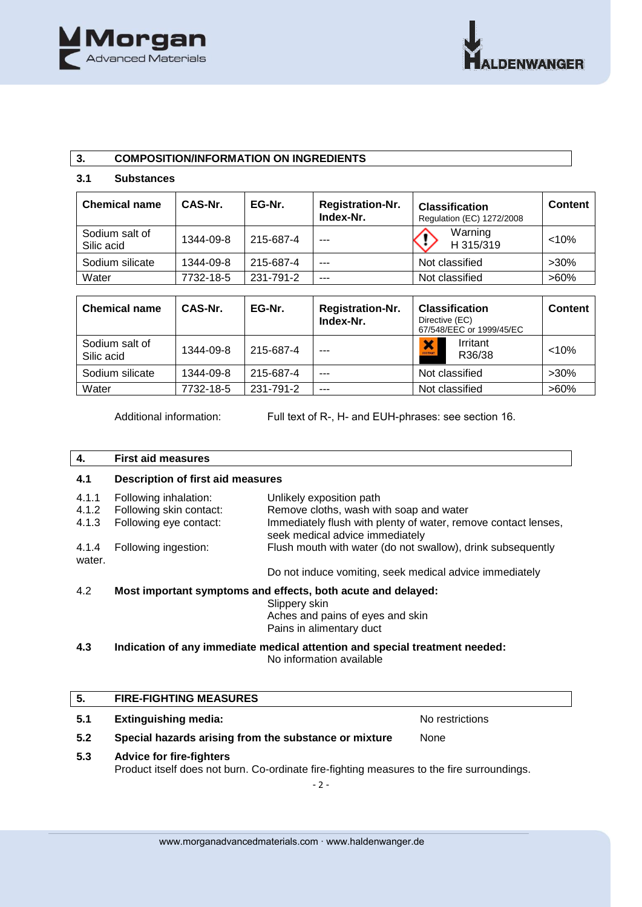## 3. COMPOSITION/INFORMATION ON INGREDIENTS

### 3.1 Substances

| Chemical name | CAS-Nr. | EG-Nr. | Registration-Nr. Index-Nr. | Classification Regulation (EC) 1272/2008 | Content |
|---|---|---|---|---|---|
| Sodium salt of Silic acid | 1344-09-8 | 215-687-4 | --- | Warning H 315/319 | <10% |
| Sodium silicate | 1344-09-8 | 215-687-4 | --- | Not classified | >30% |
| Water | 7732-18-5 | 231-791-2 | --- | Not classified | >60% |

| Chemical name | CAS-Nr. | EG-Nr. | Registration-Nr. Index-Nr. | Classification Directive (EC) 67/548/EEC or 1999/45/EC | Content |
|---|---|---|---|---|---|
| Sodium salt of Silic acid | 1344-09-8 | 215-687-4 | --- | Irritant R36/38 | <10% |
| Sodium silicate | 1344-09-8 | 215-687-4 | --- | Not classified | >30% |
| Water | 7732-18-5 | 231-791-2 | --- | Not classified | >60% |

Additional information: Full text of R-, H- and EUH-phrases: see section 16.

## 4. First aid measures

### 4.1 Description of first aid measures

4.1.1 Following inhalation: Unlikely exposition path

4.1.2 Following skin contact: Remove cloths, wash with soap and water

4.1.3 Following eye contact: Immediately flush with plenty of water, remove contact lenses, seek medical advice immediately

4.1.4 Following ingestion: Flush mouth with water (do not swallow), drink subsequently water.

Do not induce vomiting, seek medical advice immediately

4.2 **Most important symptoms and effects, both acute and delayed:**
Slippery skin
Aches and pains of eyes and skin
Pains in alimentary duct

**4.3 Indication of any immediate medical attention and special treatment needed:**
No information available

## 5. FIRE-FIGHTING MEASURES

**5.1 Extinguishing media:** No restrictions

**5.2 Special hazards arising from the substance or mixture** None

**5.3 Advice for fire-fighters**
Product itself does not burn. Co-ordinate fire-fighting measures to the fire surroundings.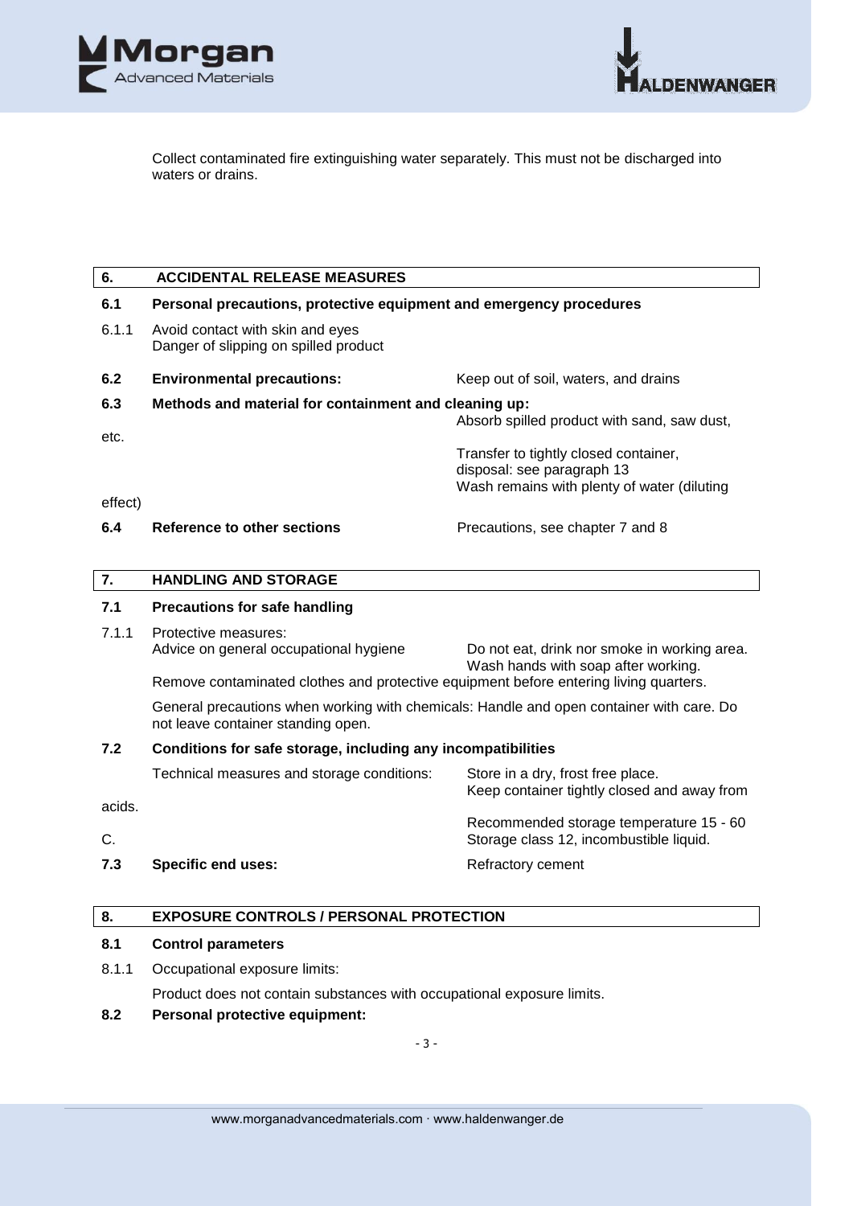Collect contaminated fire extinguishing water separately. This must not be discharged into waters or drains.

## 6. ACCIDENTAL RELEASE MEASURES

### 6.1 Personal precautions, protective equipment and emergency procedures

6.1.1 Avoid contact with skin and eyes
Danger of slipping on spilled product

**6.2 Environmental precautions:** Keep out of soil, waters, and drains

**6.3 Methods and material for containment and cleaning up:**
Absorb spilled product with sand, saw dust, etc.
Transfer to tightly closed container,
disposal: see paragraph 13
Wash remains with plenty of water (diluting effect)

**6.4 Reference to other sections** Precautions, see chapter 7 and 8

## 7. HANDLING AND STORAGE

### 7.1 Precautions for safe handling

7.1.1 Protective measures:
Advice on general occupational hygiene: Do not eat, drink nor smoke in working area. Wash hands with soap after working.
Remove contaminated clothes and protective equipment before entering living quarters.

General precautions when working with chemicals: Handle and open container with care. Do not leave container standing open.

### 7.2 Conditions for safe storage, including any incompatibilities

Technical measures and storage conditions: Store in a dry, frost free place.
Keep container tightly closed and away from acids.
Recommended storage temperature 15 - 60 C.
Storage class 12, incombustible liquid.

**7.3 Specific end uses:** Refractory cement

## 8. EXPOSURE CONTROLS / PERSONAL PROTECTION

### 8.1 Control parameters

8.1.1 Occupational exposure limits:

Product does not contain substances with occupational exposure limits.

### 8.2 Personal protective equipment: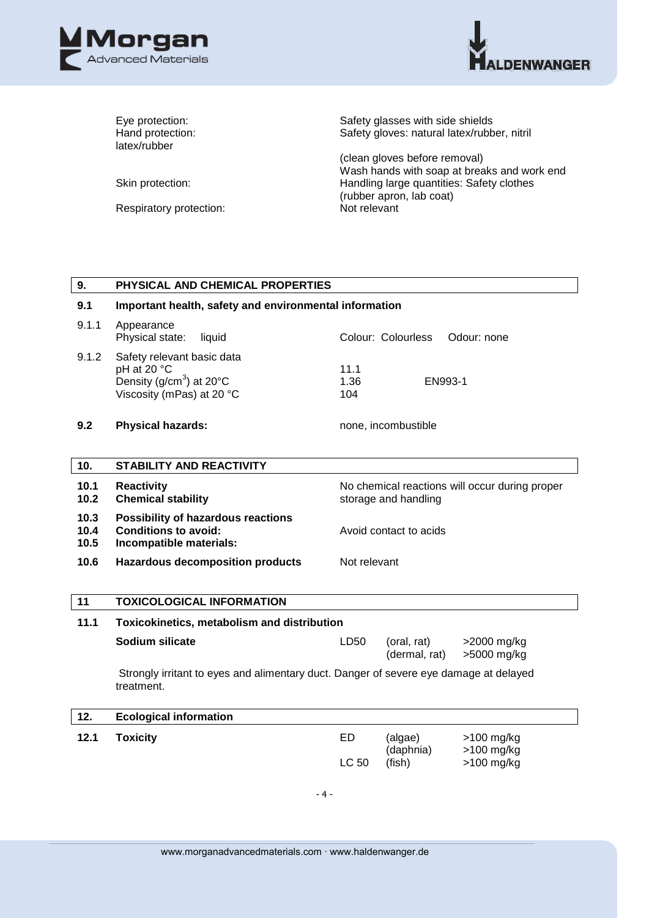| | |
|---|---|
| Eye protection: | Safety glasses with side shields |
| Hand protection: latex/rubber | Safety gloves: natural latex/rubber, nitril (clean gloves before removal) Wash hands with soap at breaks and work end |
| Skin protection: | Handling large quantities: Safety clothes (rubber apron, lab coat) |
| Respiratory protection: | Not relevant |

## 9. PHYSICAL AND CHEMICAL PROPERTIES

### 9.1 Important health, safety and environmental information

9.1.1 Appearance

| | | |
|---|---|---|
| Physical state: liquid | Colour: Colourless | Odour: none |

9.1.2 Safety relevant basic data

| | | |
|---|---|---|
| pH at 20 °C | 11.1 | |
| Density ($g/cm^3$) at 20°C | 1.36 | EN993-1 |
| Viscosity (mPas) at 20 °C | 104 | |

**9.2 Physical hazards:** none, incombustible

## 10. STABILITY AND REACTIVITY

| | | |
|---|---|---|
| **10.1** | **Reactivity** | No chemical reactions will occur during proper storage and handling |
| **10.2** | **Chemical stability** | |
| **10.3** | **Possibility of hazardous reactions** | |
| **10.4** | **Conditions to avoid:** | Avoid contact to acids |
| **10.5** | **Incompatible materials:** | |
| **10.6** | **Hazardous decomposition products** | Not relevant |

## 11 TOXICOLOGICAL INFORMATION

### 11.1 Toxicokinetics, metabolism and distribution

| | | | |
|---|---|---|---|
| **Sodium silicate** | LD50 | (oral, rat) | >2000 mg/kg |
| | | (dermal, rat) | >5000 mg/kg |

Strongly irritant to eyes and alimentary duct. Danger of severe eye damage at delayed treatment.

## 12. Ecological information

| | | | |
|---|---|---|---|
| **12.1 Toxicity** | ED | (algae) | >100 mg/kg |
| | | (daphnia) | >100 mg/kg |
| | LC 50 | (fish) | >100 mg/kg |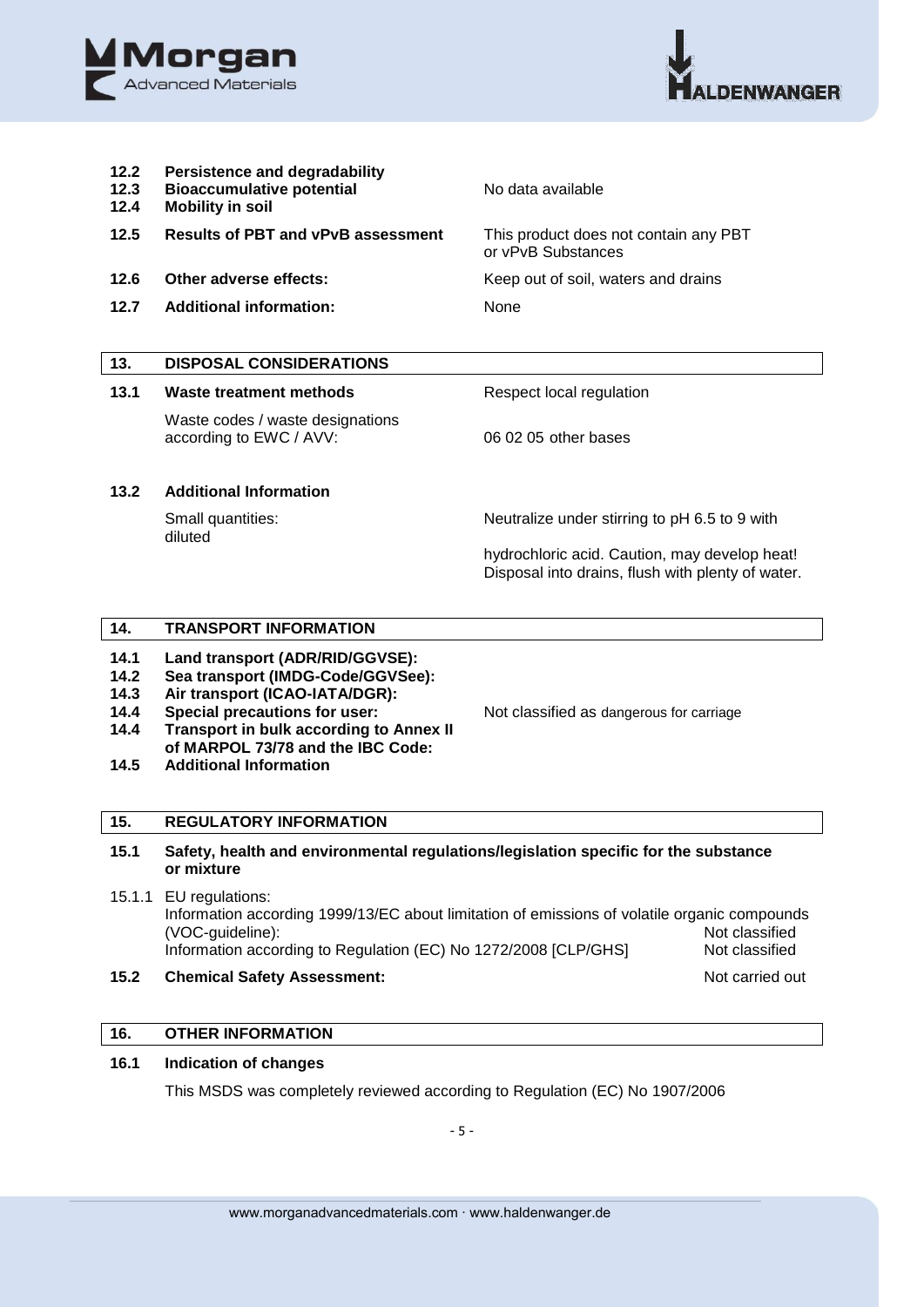| | | |
|---|---|---|
| **12.2** | **Persistence and degradability** | |
| **12.3** | **Bioaccumulative potential** | No data available |
| **12.4** | **Mobility in soil** | |
| **12.5** | **Results of PBT and vPvB assessment** | This product does not contain any PBT or vPvB Substances |
| **12.6** | **Other adverse effects:** | Keep out of soil, waters and drains |
| **12.7** | **Additional information:** | None |

## 13. DISPOSAL CONSIDERATIONS

| | | |
|---|---|---|
| **13.1** | **Waste treatment methods** | Respect local regulation |
| | Waste codes / waste designations according to EWC / AVV: | 06 02 05 other bases |
| **13.2** | **Additional Information** | |
| | Small quantities: diluted | Neutralize under stirring to pH 6.5 to 9 with hydrochloric acid. Caution, may develop heat! Disposal into drains, flush with plenty of water. |

## 14. TRANSPORT INFORMATION

| | | |
|---|---|---|
| **14.1** | **Land transport (ADR/RID/GGVSE):** | |
| **14.2** | **Sea transport (IMDG-Code/GGVSee):** | |
| **14.3** | **Air transport (ICAO-IATA/DGR):** | |
| **14.4** | **Special precautions for user:** | Not classified as dangerous for carriage |
| **14.4** | **Transport in bulk according to Annex II of MARPOL 73/78 and the IBC Code:** | |
| **14.5** | **Additional Information** | |

## 15. REGULATORY INFORMATION

**15.1 Safety, health and environmental regulations/legislation specific for the substance or mixture**

15.1.1 EU regulations:

| | |
|---|---|
| Information according 1999/13/EC about limitation of emissions of volatile organic compounds (VOC-guideline): | Not classified |
| Information according to Regulation (EC) No 1272/2008 [CLP/GHS] | Not classified |

**15.2 Chemical Safety Assessment:** Not carried out

## 16. OTHER INFORMATION

**16.1 Indication of changes**

This MSDS was completely reviewed according to Regulation (EC) No 1907/2006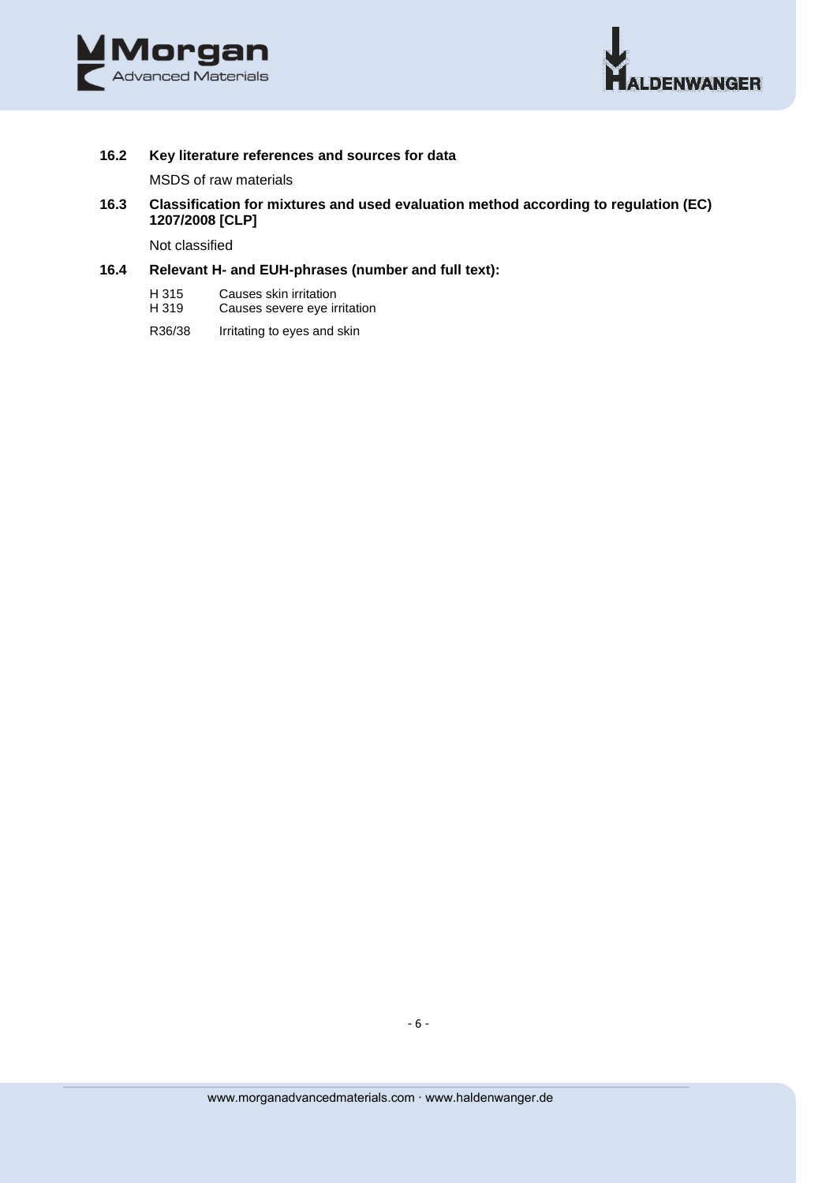### 16.2 Key literature references and sources for data

MSDS of raw materials

### 16.3 Classification for mixtures and used evaluation method according to regulation (EC) 1207/2008 [CLP]

Not classified

### 16.4 Relevant H- and EUH-phrases (number and full text):

| | |
|---|---|
| H 315 | Causes skin irritation |
| H 319 | Causes severe eye irritation |
| R36/38 | Irritating to eyes and skin |